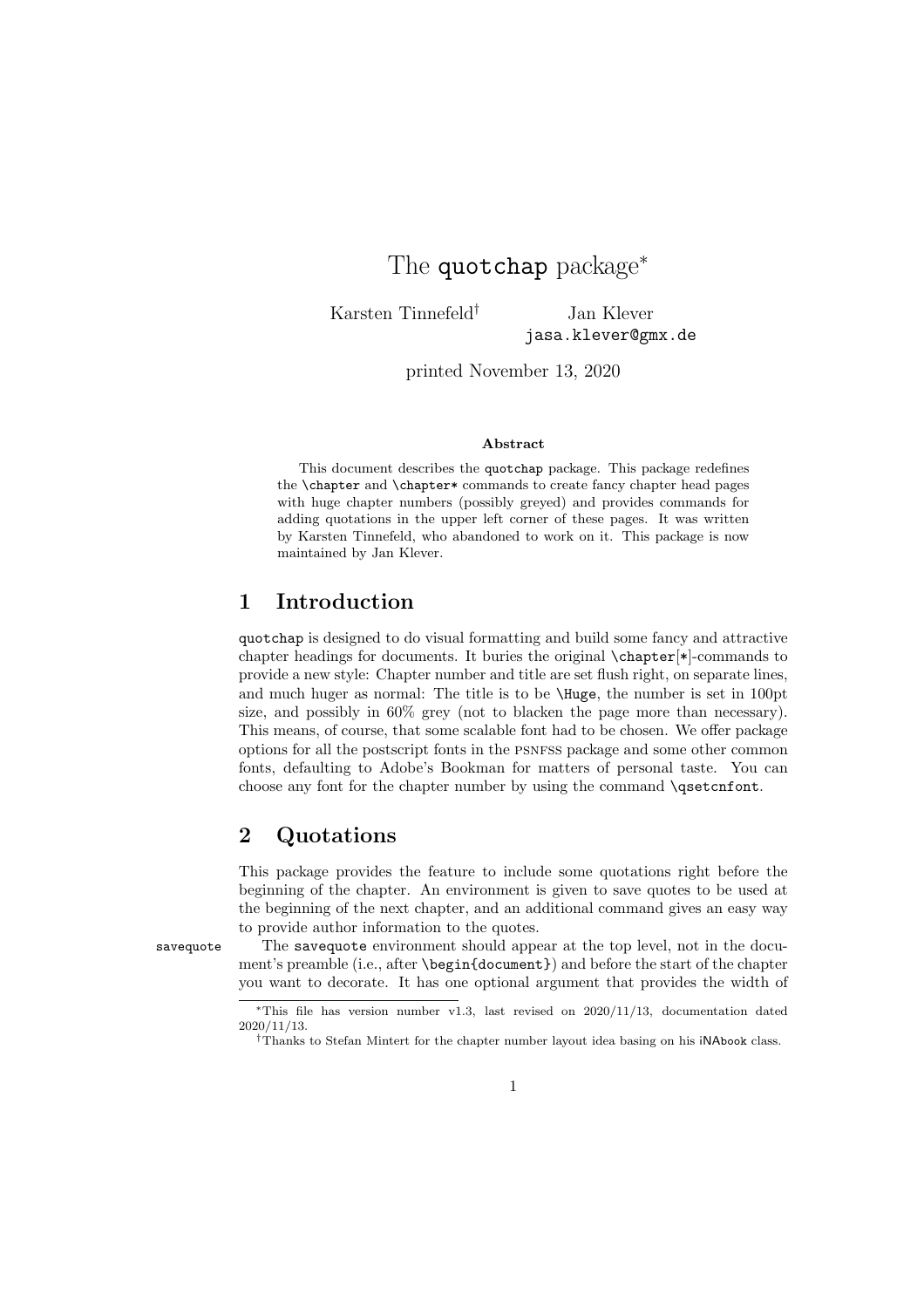# The `quotchap` package*

Karsten Tinnefeld[†] Jan Klever
`jasa.klever@gmx.de`

printed November 13, 2020

**Abstract**

This document describes the `quotchap` package. This package redefines the `\chapter` and `\chapter*` commands to create fancy chapter head pages with huge chapter numbers (possibly greyed) and provides commands for adding quotations in the upper left corner of these pages. It was written by Karsten Tinnefeld, who abandoned to work on it. This package is now maintained by Jan Klever.

## 1 Introduction

`quotchap` is designed to do visual formatting and build some fancy and attractive chapter headings for documents. It buries the original `\chapter`[*]-commands to provide a new style: Chapter number and title are set flush right, on separate lines, and much huger as normal: The title is to be `\Huge`, the number is set in 100pt size, and possibly in 60% grey (not to blacken the page more than necessary). This means, of course, that some scalable font had to be chosen. We offer package options for all the postscript fonts in the PSNFSS package and some other common fonts, defaulting to Adobe's Bookman for matters of personal taste. You can choose any font for the chapter number by using the command `\qsetcnfont`.

## 2 Quotations

This package provides the feature to include some quotations right before the beginning of the chapter. An environment is given to save quotes to be used at the beginning of the next chapter, and an additional command gives an easy way to provide author information to the quotes.

`savequote` The `savequote` environment should appear at the top level, not in the document's preamble (i.e., after `\begin{document}`) and before the start of the chapter you want to decorate. It has one optional argument that provides the width of

---

*This file has version number v1.3, last revised on 2020/11/13, documentation dated 2020/11/13.

†Thanks to Stefan Mintert for the chapter number layout idea basing on his iNAbook class.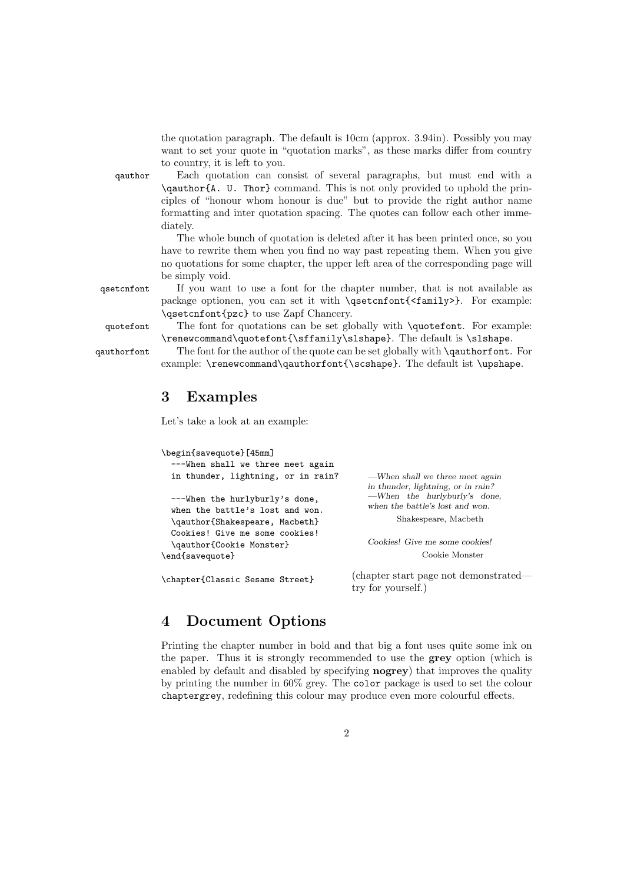the quotation paragraph. The default is 10cm (approx. 3.94in). Possibly you may want to set your quote in "quotation marks", as these marks differ from country to country, it is left to you.

`qauthor` Each quotation can consist of several paragraphs, but must end with a `\qauthor{A. U. Thor}` command. This is not only provided to uphold the principles of "honour whom honour is due" but to provide the right author name formatting and inter quotation spacing. The quotes can follow each other immediately.

The whole bunch of quotation is deleted after it has been printed once, so you have to rewrite them when you find no way past repeating them. When you give no quotations for some chapter, the upper left area of the corresponding page will be simply void.

`qsetcnfont` If you want to use a font for the chapter number, that is not available as package optionen, you can set it with `\qsetcnfont{<family>}`. For example: `\qsetcnfont{pzc}` to use Zapf Chancery.

`quotefont` The font for quotations can be set globally with `\quotefont`. For example: `\renewcommand\quotefont{\sffamily\slshape}`. The default is `\slshape`.

`qauthorfont` The font for the author of the quote can be set globally with `\qauthorfont`. For example: `\renewcommand\qauthorfont{\scshape}`. The default ist `\upshape`.

## 3 Examples

Let's take a look at an example:

```
\begin{savequote}[45mm]
  ---When shall we three meet again
  in thunder, lightning, or in rain?

  ---When the hurlyburly's done,
  when the battle's lost and won.
  \qauthor{Shakespeare, Macbeth}
  Cookies! Give me some cookies!
  \qauthor{Cookie Monster}
\end{savequote}

\chapter{Classic Sesame Street}
```

*—When shall we three meet again in thunder, lightning, or in rain?*
*—When the hurlyburly's done, when the battle's lost and won.*

Shakespeare, Macbeth

*Cookies! Give me some cookies!*

Cookie Monster

(chapter start page not demonstrated—try for yourself.)

## 4 Document Options

Printing the chapter number in bold and that big a font uses quite some ink on the paper. Thus it is strongly recommended to use the **grey** option (which is enabled by default and disabled by specifying **nogrey**) that improves the quality by printing the number in 60% grey. The `color` package is used to set the colour `chaptergrey`, redefining this colour may produce even more colourful effects.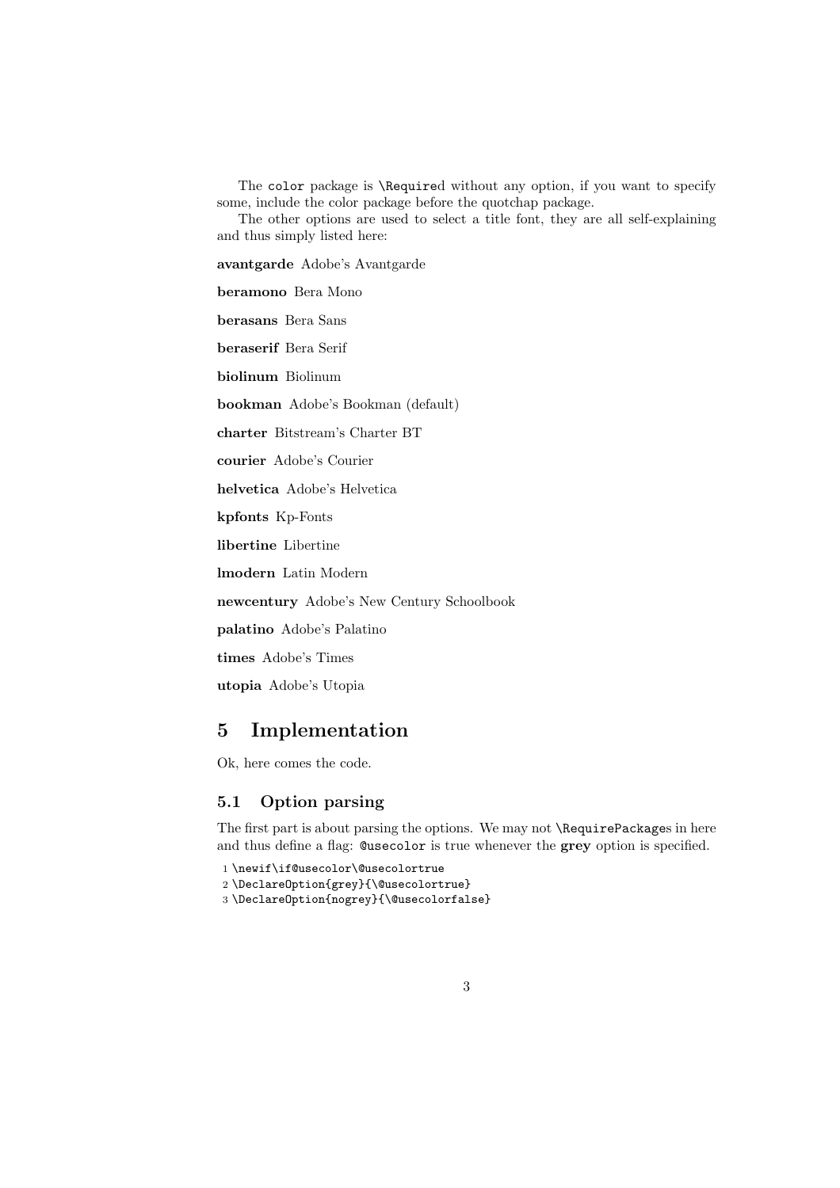The `color` package is `\Require`d without any option, if you want to specify some, include the color package before the quotchap package.

The other options are used to select a title font, they are all self-explaining and thus simply listed here:

**avantgarde** Adobe's Avantgarde

**beramono** Bera Mono

**berasans** Bera Sans

**beraserif** Bera Serif

**biolinum** Biolinum

**bookman** Adobe's Bookman (default)

**charter** Bitstream's Charter BT

**courier** Adobe's Courier

**helvetica** Adobe's Helvetica

**kpfonts** Kp-Fonts

**libertine** Libertine

**lmodern** Latin Modern

**newcentury** Adobe's New Century Schoolbook

**palatino** Adobe's Palatino

**times** Adobe's Times

**utopia** Adobe's Utopia

## 5 Implementation

Ok, here comes the code.

### 5.1 Option parsing

The first part is about parsing the options. We may not `\RequirePackage`s in here and thus define a flag: `@usecolor` is true whenever the **grey** option is specified.

```
1 \newif\if@usecolor\@usecolortrue
2 \DeclareOption{grey}{\@usecolortrue}
3 \DeclareOption{nogrey}{\@usecolorfalse}
```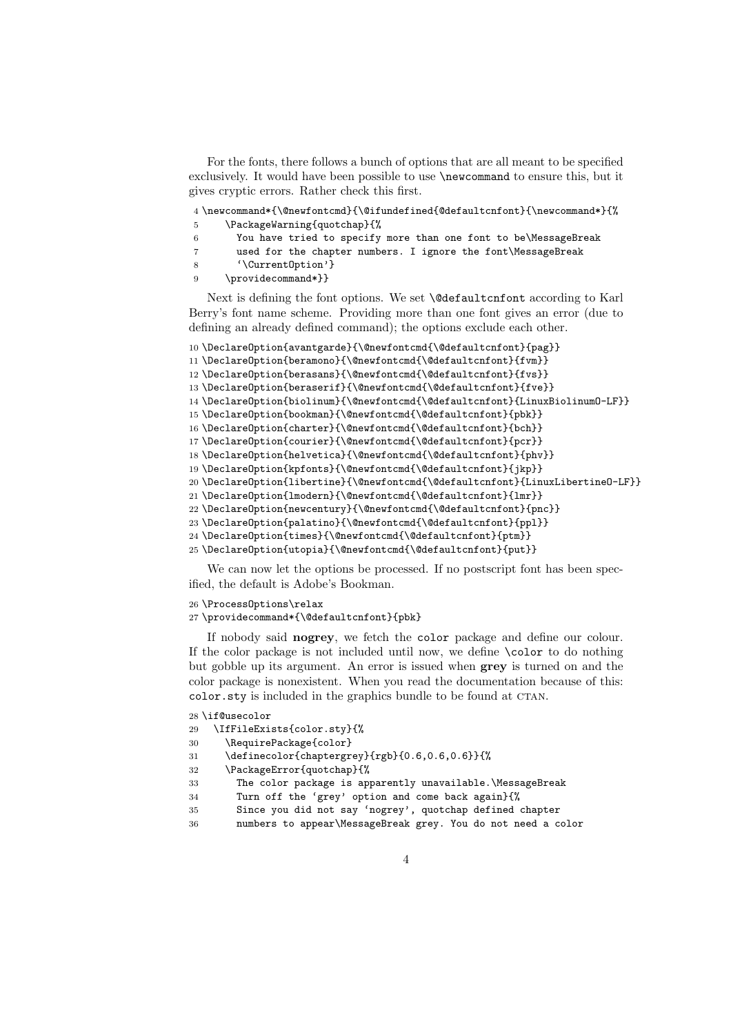For the fonts, there follows a bunch of options that are all meant to be specified exclusively. It would have been possible to use `\newcommand` to ensure this, but it gives cryptic errors. Rather check this first.

```
4 \newcommand*{\@newfontcmd}{\@ifundefined{@defaultcnfont}{\newcommand*}{%
5     \PackageWarning{quotchap}{%
6       You have tried to specify more than one font to be\MessageBreak
7       used for the chapter numbers. I ignore the font\MessageBreak
8       `\CurrentOption'}
9     \providecommand*}}
```

Next is defining the font options. We set `\@defaultcnfont` according to Karl Berry's font name scheme. Providing more than one font gives an error (due to defining an already defined command); the options exclude each other.

```
10 \DeclareOption{avantgarde}{\@newfontcmd{\@defaultcnfont}{pag}}
11 \DeclareOption{beramono}{\@newfontcmd{\@defaultcnfont}{fvm}}
12 \DeclareOption{berasans}{\@newfontcmd{\@defaultcnfont}{fvs}}
13 \DeclareOption{beraserif}{\@newfontcmd{\@defaultcnfont}{fve}}
14 \DeclareOption{biolinum}{\@newfontcmd{\@defaultcnfont}{LinuxBiolinumO-LF}}
15 \DeclareOption{bookman}{\@newfontcmd{\@defaultcnfont}{pbk}}
16 \DeclareOption{charter}{\@newfontcmd{\@defaultcnfont}{bch}}
17 \DeclareOption{courier}{\@newfontcmd{\@defaultcnfont}{pcr}}
18 \DeclareOption{helvetica}{\@newfontcmd{\@defaultcnfont}{phv}}
19 \DeclareOption{kpfonts}{\@newfontcmd{\@defaultcnfont}{jkp}}
20 \DeclareOption{libertine}{\@newfontcmd{\@defaultcnfont}{LinuxLibertineO-LF}}
21 \DeclareOption{lmodern}{\@newfontcmd{\@defaultcnfont}{lmr}}
22 \DeclareOption{newcentury}{\@newfontcmd{\@defaultcnfont}{pnc}}
23 \DeclareOption{palatino}{\@newfontcmd{\@defaultcnfont}{ppl}}
24 \DeclareOption{times}{\@newfontcmd{\@defaultcnfont}{ptm}}
25 \DeclareOption{utopia}{\@newfontcmd{\@defaultcnfont}{put}}
```

We can now let the options be processed. If no postscript font has been specified, the default is Adobe's Bookman.

```
26 \ProcessOptions\relax
27 \providecommand*{\@defaultcnfont}{pbk}
```

If nobody said **nogrey**, we fetch the `color` package and define our colour. If the color package is not included until now, we define `\color` to do nothing but gobble up its argument. An error is issued when **grey** is turned on and the color package is nonexistent. When you read the documentation because of this: `color.sty` is included in the graphics bundle to be found at CTAN.

```
28 \if@usecolor
29   \IfFileExists{color.sty}{%
30     \RequirePackage{color}
31     \definecolor{chaptergrey}{rgb}{0.6,0.6,0.6}}{%
32     \PackageError{quotchap}{%
33       The color package is apparently unavailable.\MessageBreak
34       Turn off the `grey' option and come back again}{%
35       Since you did not say `nogrey', quotchap defined chapter
36       numbers to appear\MessageBreak grey. You do not need a color
```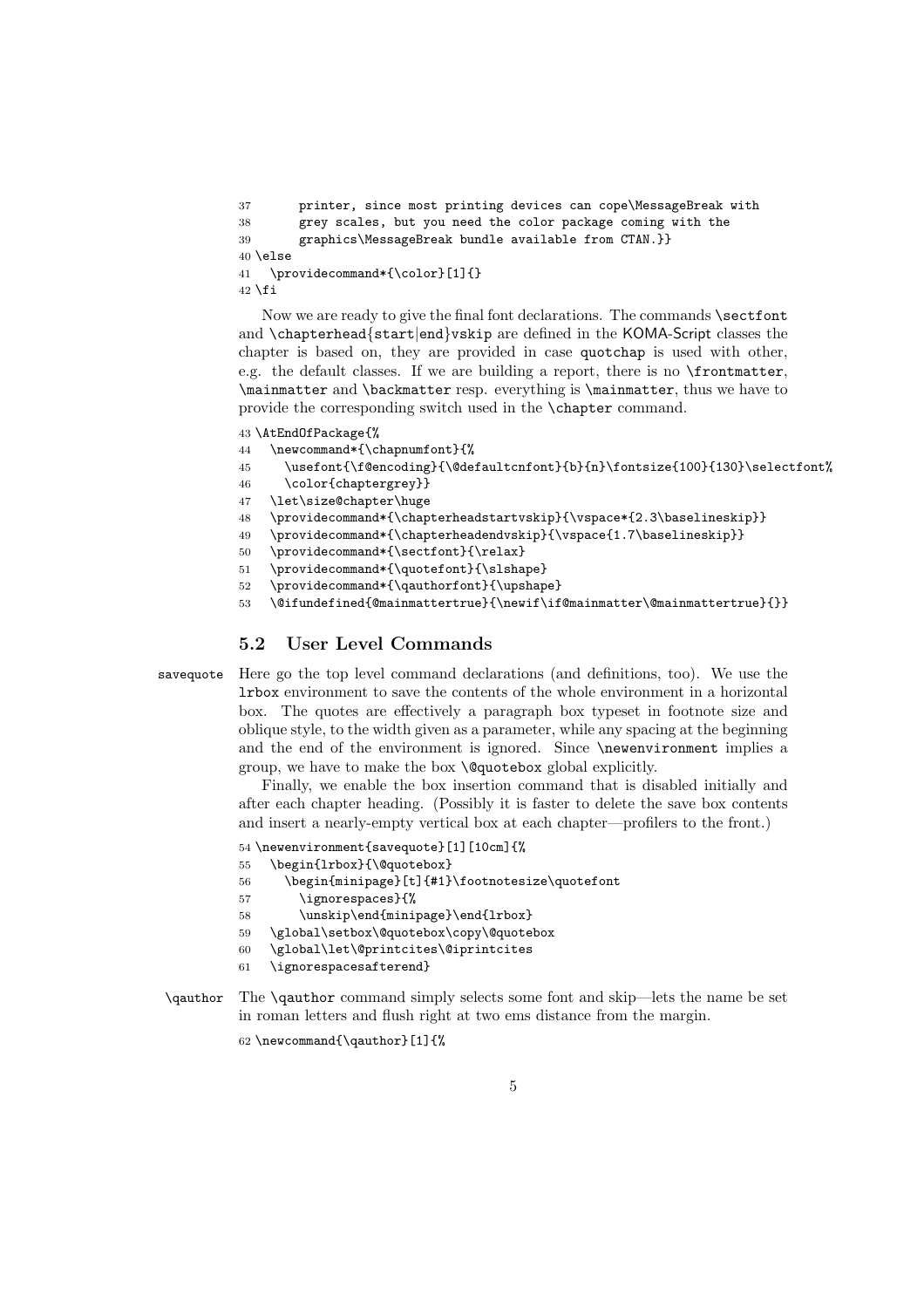```
37      printer, since most printing devices can cope\MessageBreak with
38      grey scales, but you need the color package coming with the
39      graphics\MessageBreak bundle available from CTAN.}}
40 \else
41   \providecommand*{\color}[1]{}
42 \fi
```

Now we are ready to give the final font declarations. The commands `\sectfont` and `\chapterhead{start|end}vskip` are defined in the KOMA-Script classes the chapter is based on, they are provided in case `quotchap` is used with other, e.g. the default classes. If we are building a report, there is no `\frontmatter`, `\mainmatter` and `\backmatter` resp. everything is `\mainmatter`, thus we have to provide the corresponding switch used in the `\chapter` command.

```
43 \AtEndOfPackage{%
44   \newcommand*{\chapnumfont}{%
45     \usefont{\f@encoding}{\@defaultcnfont}{b}{n}\fontsize{100}{130}\selectfont%
46     \color{chaptergrey}}
47   \let\size@chapter\huge
48   \providecommand*{\chapterheadstartvskip}{\vspace*{2.3\baselineskip}}
49   \providecommand*{\chapterheadendvskip}{\vspace{1.7\baselineskip}}
50   \providecommand*{\sectfont}{\relax}
51   \providecommand*{\quotefont}{\slshape}
52   \providecommand*{\qauthorfont}{\upshape}
53   \@ifundefined{@mainmattertrue}{\newif\if@mainmatter\@mainmattertrue}{}}
```

## 5.2 User Level Commands

`savequote` Here go the top level command declarations (and definitions, too). We use the `lrbox` environment to save the contents of the whole environment in a horizontal box. The quotes are effectively a paragraph box typeset in footnote size and oblique style, to the width given as a parameter, while any spacing at the beginning and the end of the environment is ignored. Since `\newenvironment` implies a group, we have to make the box `\@quotebox` global explicitly.

Finally, we enable the box insertion command that is disabled initially and after each chapter heading. (Possibly it is faster to delete the save box contents and insert a nearly-empty vertical box at each chapter—profilers to the front.)

```
54 \newenvironment{savequote}[1][10cm]{%
55   \begin{lrbox}{\@quotebox}
56     \begin{minipage}[t]{#1}\footnotesize\quotefont
57       \ignorespaces}{%
58       \unskip\end{minipage}\end{lrbox}
59   \global\setbox\@quotebox\copy\@quotebox
60   \global\let\@printcites\@iprintcites
61   \ignorespacesafterend}
```

`\qauthor` The `\qauthor` command simply selects some font and skip—lets the name be set in roman letters and flush right at two ems distance from the margin.

```
62 \newcommand{\qauthor}[1]{%
```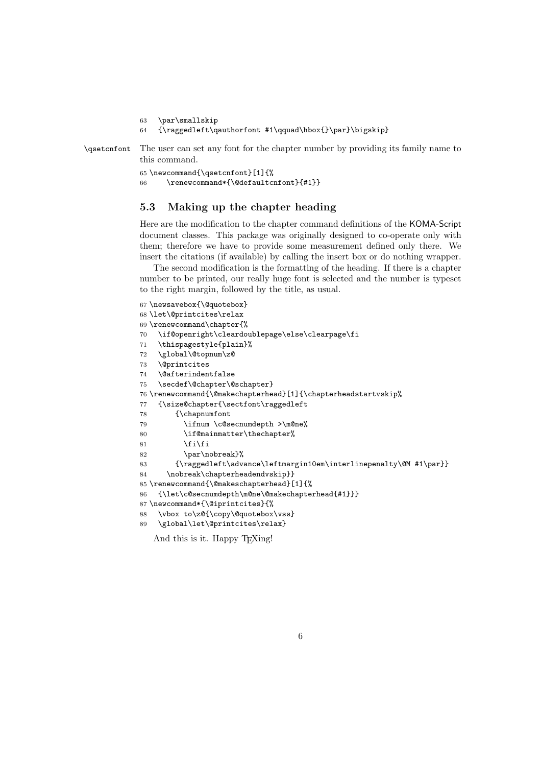```
63   \par\smallskip
64   {\raggedleft\qauthorfont #1\qquad\hbox{}\par}\bigskip}
```

\qsetcnfont The user can set any font for the chapter number by providing its family name to this command.

```
65 \newcommand{\qsetcnfont}[1]{%
66     \renewcommand*{\@defaultcnfont}{#1}}
```

### 5.3 Making up the chapter heading

Here are the modification to the chapter command definitions of the KOMA-Script document classes. This package was originally designed to co-operate only with them; therefore we have to provide some measurement defined only there. We insert the citations (if available) by calling the insert box or do nothing wrapper.

The second modification is the formatting of the heading. If there is a chapter number to be printed, our really huge font is selected and the number is typeset to the right margin, followed by the title, as usual.

```
67 \newsavebox{\@quotebox}
68 \let\@printcites\relax
69 \renewcommand\chapter{%
70   \if@openright\cleardoublepage\else\clearpage\fi
71   \thispagestyle{plain}%
72   \global\@topnum\z@
73   \@printcites
74   \@afterindentfalse
75   \secdef\@chapter\@schapter}
76 \renewcommand{\@makechapterhead}[1]{\chapterheadstartvskip%
77   {\size@chapter{\sectfont\raggedleft
78       {\chapnumfont
79         \ifnum \c@secnumdepth >\m@ne%
80         \if@mainmatter\thechapter%
81         \fi\fi
82         \par\nobreak}%
83       {\raggedleft\advance\leftmargin10em\interlinepenalty\@M #1\par}}
84     \nobreak\chapterheadendvskip}}
85 \renewcommand{\@makeschapterhead}[1]{%
86   {\let\c@secnumdepth\m@ne\@makechapterhead{#1}}}
87 \newcommand*{\@iprintcites}{%
88   \vbox to\z@{\copy\@quotebox\vss}
89   \global\let\@printcites\relax}
```

And this is it. Happy TEXing!